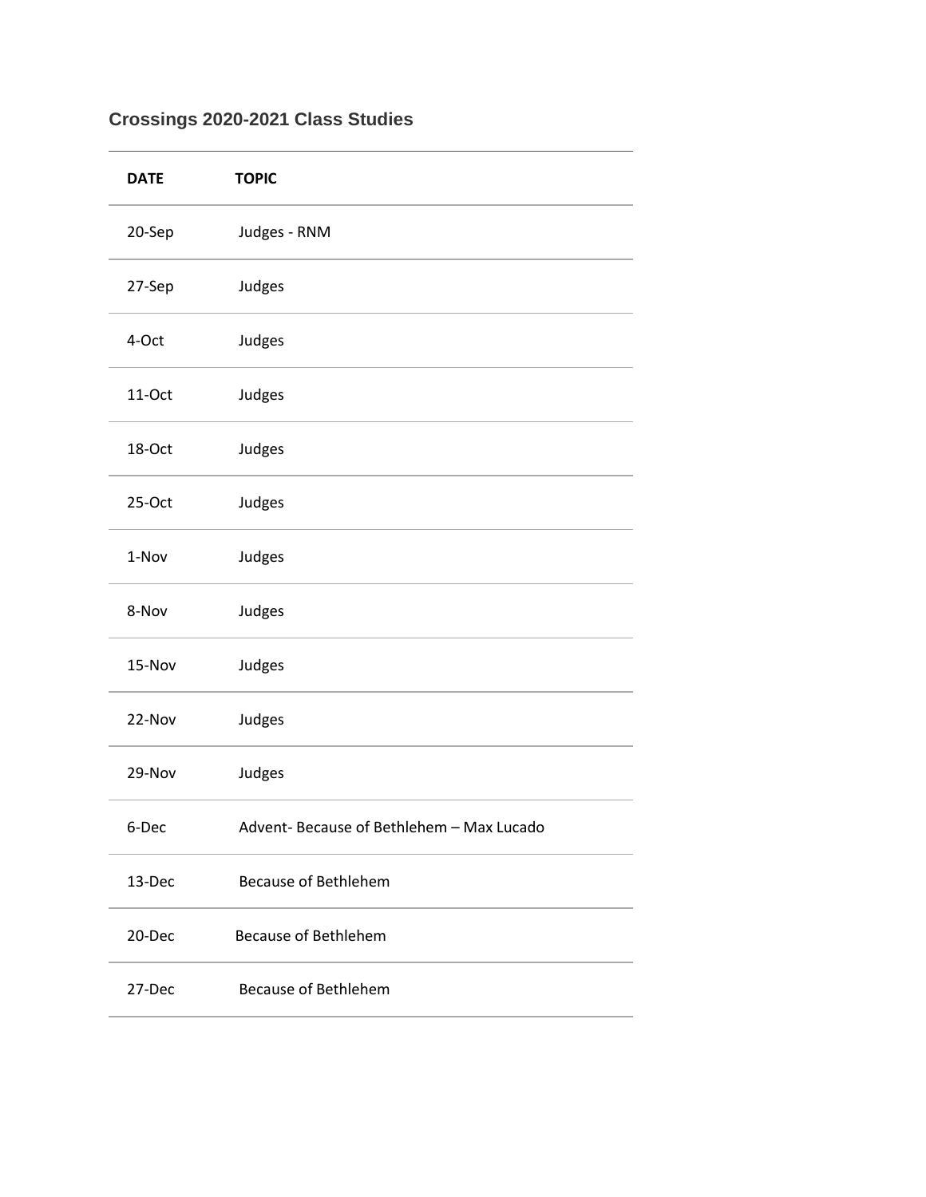## Crossings 2020-2021 Class Studies

| DATE | TOPIC |
|---|---|
| 20-Sep | Judges - RNM |
| 27-Sep | Judges |
| 4-Oct | Judges |
| 11-Oct | Judges |
| 18-Oct | Judges |
| 25-Oct | Judges |
| 1-Nov | Judges |
| 8-Nov | Judges |
| 15-Nov | Judges |
| 22-Nov | Judges |
| 29-Nov | Judges |
| 6-Dec | Advent- Because of Bethlehem – Max Lucado |
| 13-Dec | Because of Bethlehem |
| 20-Dec | Because of Bethlehem |
| 27-Dec | Because of Bethlehem |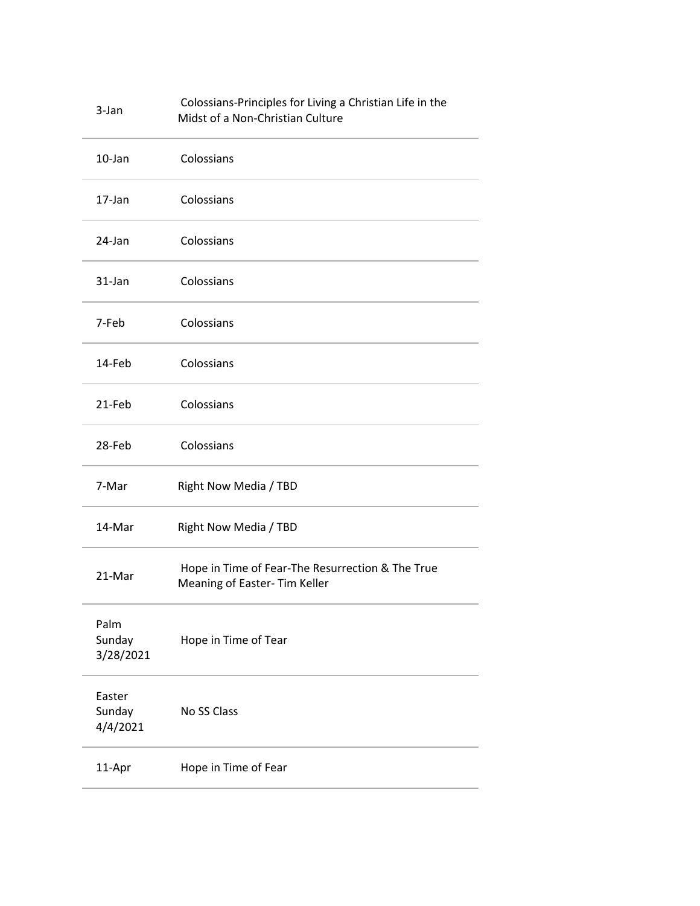| | |
|---|---|
| 3-Jan | Colossians-Principles for Living a Christian Life in the Midst of a Non-Christian Culture |
| 10-Jan | Colossians |
| 17-Jan | Colossians |
| 24-Jan | Colossians |
| 31-Jan | Colossians |
| 7-Feb | Colossians |
| 14-Feb | Colossians |
| 21-Feb | Colossians |
| 28-Feb | Colossians |
| 7-Mar | Right Now Media / TBD |
| 14-Mar | Right Now Media / TBD |
| 21-Mar | Hope in Time of Fear-The Resurrection & The True Meaning of Easter- Tim Keller |
| Palm Sunday 3/28/2021 | Hope in Time of Tear |
| Easter Sunday 4/4/2021 | No SS Class |
| 11-Apr | Hope in Time of Fear |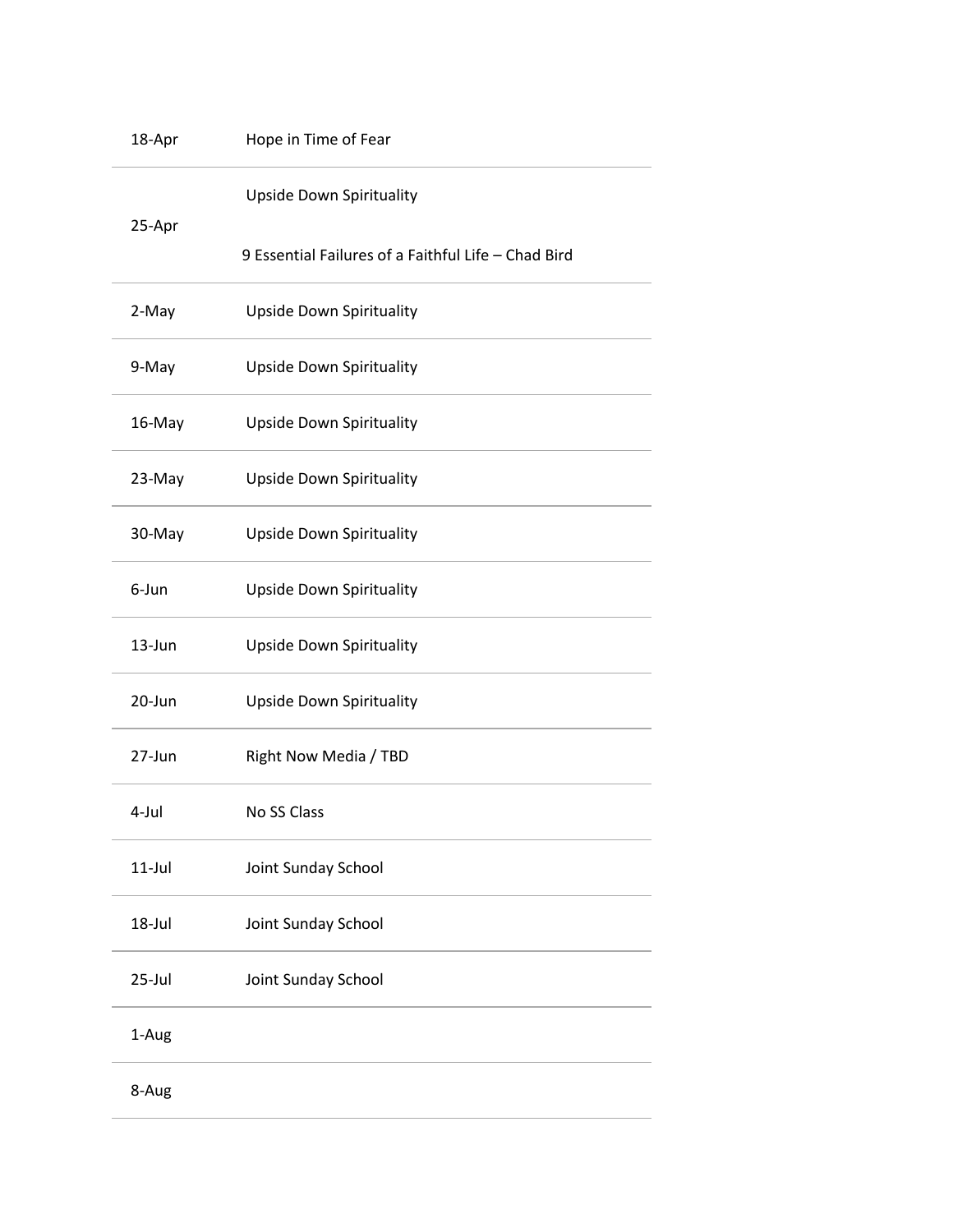| | |
|---|---|
| 18-Apr | Hope in Time of Fear |
| 25-Apr | Upside Down Spirituality<br>9 Essential Failures of a Faithful Life – Chad Bird |
| 2-May | Upside Down Spirituality |
| 9-May | Upside Down Spirituality |
| 16-May | Upside Down Spirituality |
| 23-May | Upside Down Spirituality |
| 30-May | Upside Down Spirituality |
| 6-Jun | Upside Down Spirituality |
| 13-Jun | Upside Down Spirituality |
| 20-Jun | Upside Down Spirituality |
| 27-Jun | Right Now Media / TBD |
| 4-Jul | No SS Class |
| 11-Jul | Joint Sunday School |
| 18-Jul | Joint Sunday School |
| 25-Jul | Joint Sunday School |
| 1-Aug | |
| 8-Aug | |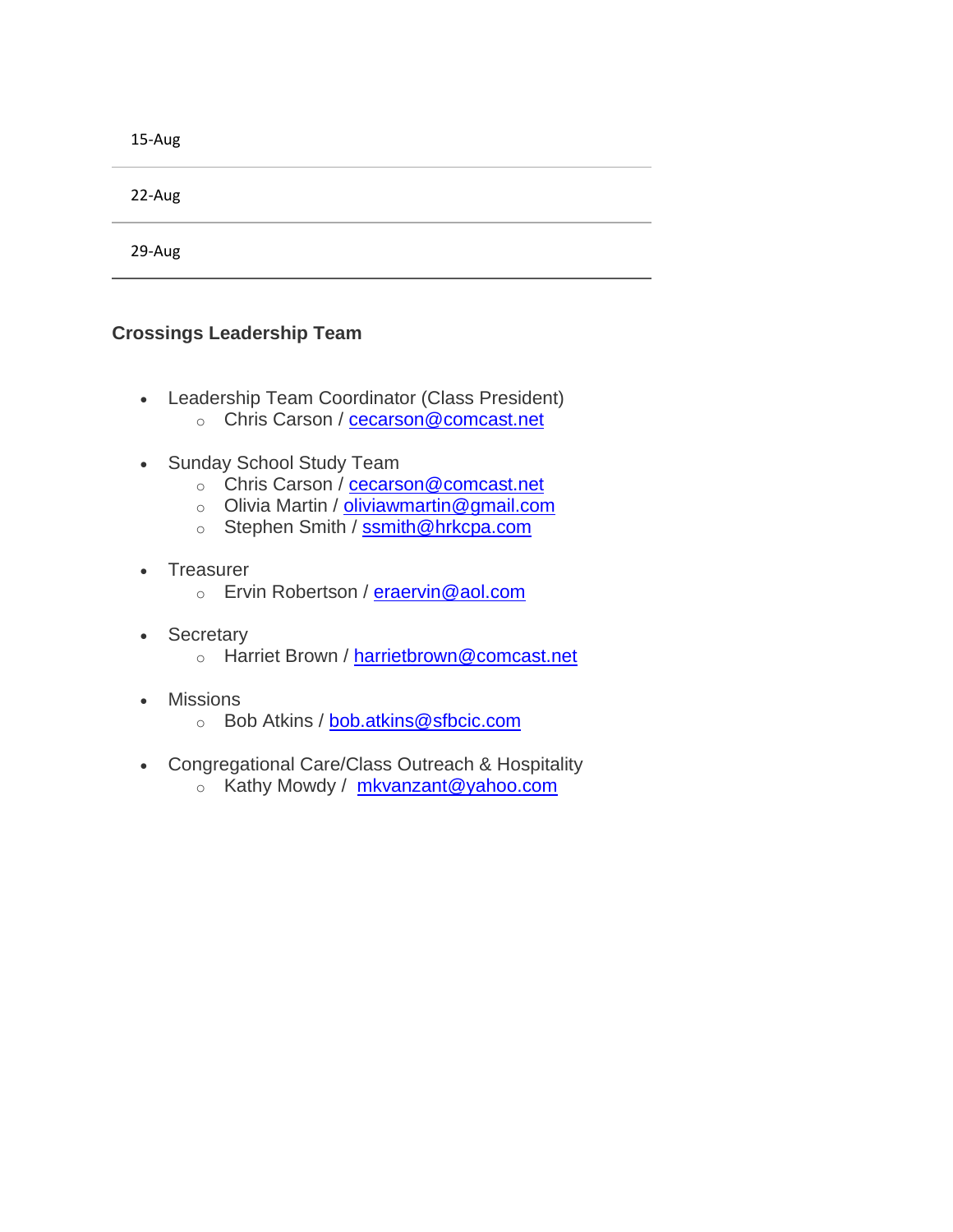| | |
|---|---|
| 15-Aug | |
| 22-Aug | |
| 29-Aug | |

**Crossings Leadership Team**

- Leadership Team Coordinator (Class President)
  - Chris Carson / cecarson@comcast.net
- Sunday School Study Team
  - Chris Carson / cecarson@comcast.net
  - Olivia Martin / oliviawmartin@gmail.com
  - Stephen Smith / ssmith@hrkcpa.com
- Treasurer
  - Ervin Robertson / eraervin@aol.com
- Secretary
  - Harriet Brown / harrietbrown@comcast.net
- Missions
  - Bob Atkins / bob.atkins@sfbcic.com
- Congregational Care/Class Outreach & Hospitality
  - Kathy Mowdy / mkvanzant@yahoo.com